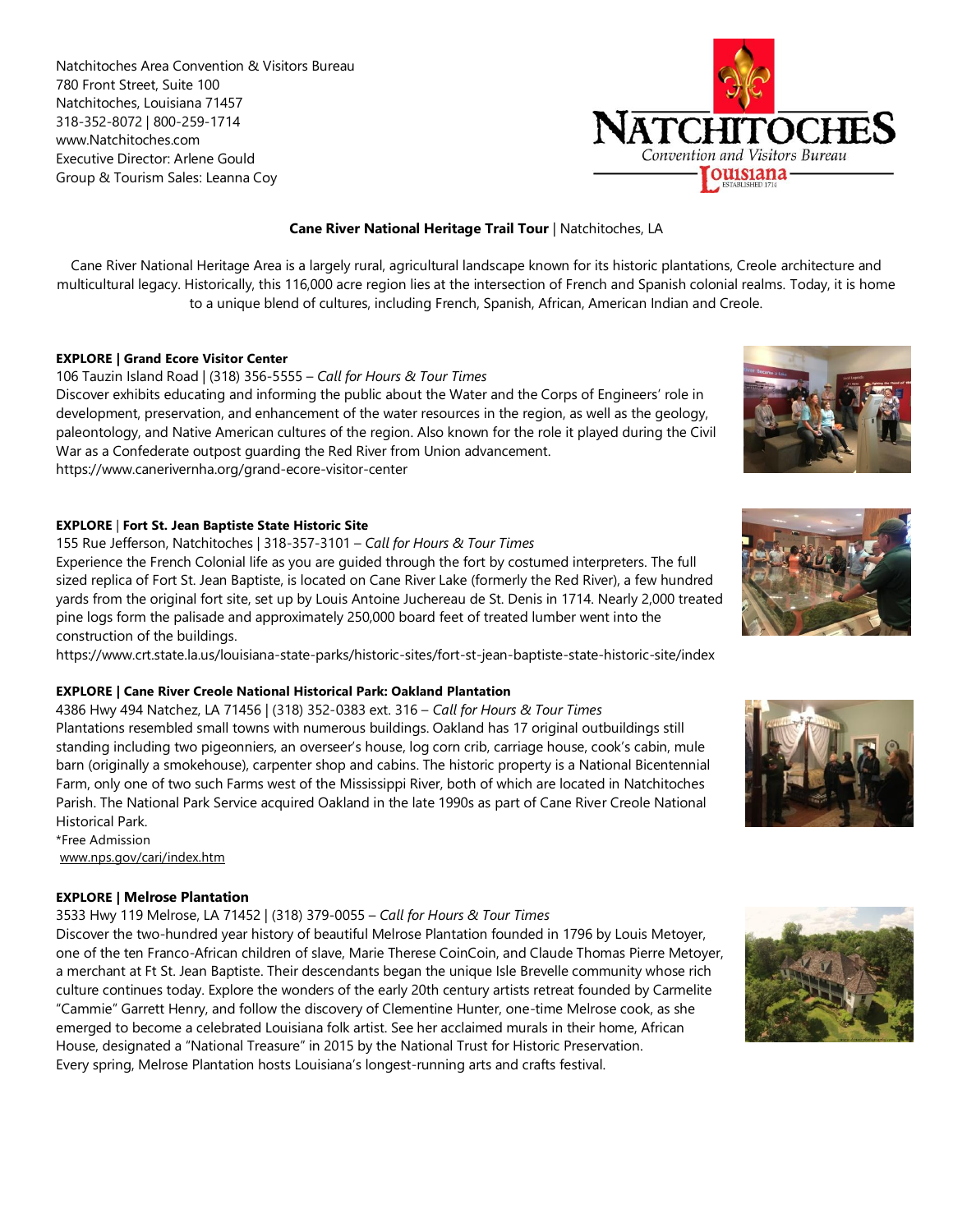Natchitoches Area Convention & Visitors Bureau
780 Front Street, Suite 100
Natchitoches, Louisiana 71457
318-352-8072 | 800-259-1714
www.Natchitoches.com
Executive Director: Arlene Gould
Group & Tourism Sales: Leanna Coy

**Cane River National Heritage Trail Tour** | Natchitoches, LA

Cane River National Heritage Area is a largely rural, agricultural landscape known for its historic plantations, Creole architecture and multicultural legacy. Historically, this 116,000 acre region lies at the intersection of French and Spanish colonial realms. Today, it is home to a unique blend of cultures, including French, Spanish, African, American Indian and Creole.

**EXPLORE | Grand Ecore Visitor Center**
106 Tauzin Island Road | (318) 356-5555 – *Call for Hours & Tour Times*
Discover exhibits educating and informing the public about the Water and the Corps of Engineers' role in development, preservation, and enhancement of the water resources in the region, as well as the geology, paleontology, and Native American cultures of the region. Also known for the role it played during the Civil War as a Confederate outpost guarding the Red River from Union advancement.
https://www.canerivernha.org/grand-ecore-visitor-center

**EXPLORE | Fort St. Jean Baptiste State Historic Site**
155 Rue Jefferson, Natchitoches | 318-357-3101 – *Call for Hours & Tour Times*
Experience the French Colonial life as you are guided through the fort by costumed interpreters. The full sized replica of Fort St. Jean Baptiste, is located on Cane River Lake (formerly the Red River), a few hundred yards from the original fort site, set up by Louis Antoine Juchereau de St. Denis in 1714. Nearly 2,000 treated pine logs form the palisade and approximately 250,000 board feet of treated lumber went into the construction of the buildings.
https://www.crt.state.la.us/louisiana-state-parks/historic-sites/fort-st-jean-baptiste-state-historic-site/index

**EXPLORE | Cane River Creole National Historical Park: Oakland Plantation**
4386 Hwy 494 Natchez, LA 71456 | (318) 352-0383 ext. 316 – *Call for Hours & Tour Times*
Plantations resembled small towns with numerous buildings. Oakland has 17 original outbuildings still standing including two pigeonniers, an overseer's house, log corn crib, carriage house, cook's cabin, mule barn (originally a smokehouse), carpenter shop and cabins. The historic property is a National Bicentennial Farm, only one of two such Farms west of the Mississippi River, both of which are located in Natchitoches Parish. The National Park Service acquired Oakland in the late 1990s as part of Cane River Creole National Historical Park.
*Free Admission
www.nps.gov/cari/index.htm

**EXPLORE | Melrose Plantation**
3533 Hwy 119 Melrose, LA 71452 | (318) 379-0055 – *Call for Hours & Tour Times*
Discover the two-hundred year history of beautiful Melrose Plantation founded in 1796 by Louis Metoyer, one of the ten Franco-African children of slave, Marie Therese CoinCoin, and Claude Thomas Pierre Metoyer, a merchant at Ft St. Jean Baptiste. Their descendants began the unique Isle Brevelle community whose rich culture continues today. Explore the wonders of the early 20th century artists retreat founded by Carmelite "Cammie" Garrett Henry, and follow the discovery of Clementine Hunter, one-time Melrose cook, as she emerged to become a celebrated Louisiana folk artist. See her acclaimed murals in their home, African House, designated a "National Treasure" in 2015 by the National Trust for Historic Preservation.
Every spring, Melrose Plantation hosts Louisiana's longest-running arts and crafts festival.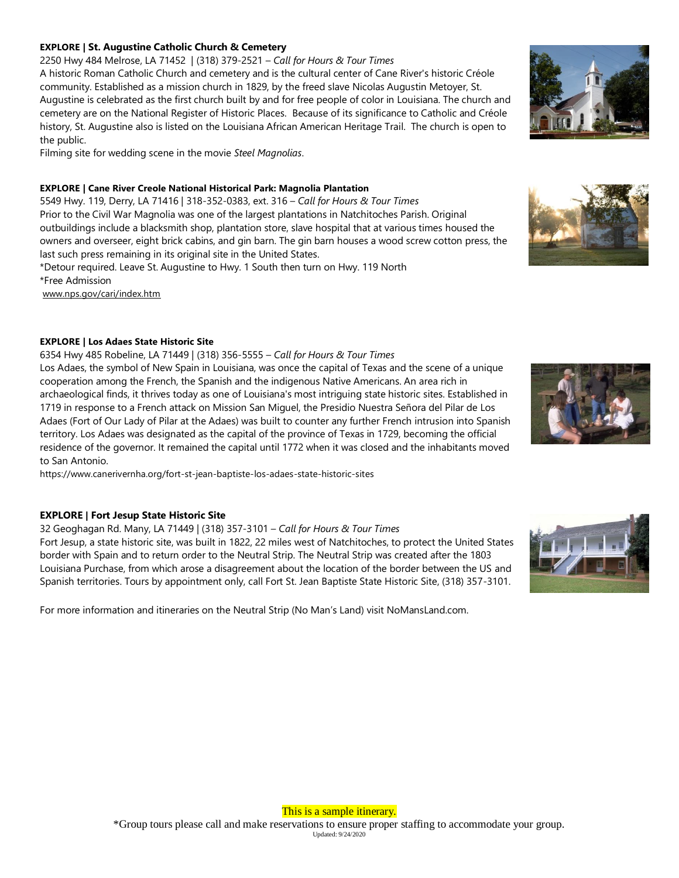**EXPLORE | St. Augustine Catholic Church & Cemetery**

2250 Hwy 484 Melrose, LA 71452 | (318) 379-2521 – *Call for Hours & Tour Times*

A historic Roman Catholic Church and cemetery and is the cultural center of Cane River's historic Créole community. Established as a mission church in 1829, by the freed slave Nicolas Augustin Metoyer, St. Augustine is celebrated as the first church built by and for free people of color in Louisiana. The church and cemetery are on the National Register of Historic Places. Because of its significance to Catholic and Créole history, St. Augustine also is listed on the Louisiana African American Heritage Trail. The church is open to the public.

Filming site for wedding scene in the movie *Steel Magnolias*.

**EXPLORE | Cane River Creole National Historical Park: Magnolia Plantation**

5549 Hwy. 119, Derry, LA 71416 | 318-352-0383, ext. 316 – *Call for Hours & Tour Times*

Prior to the Civil War Magnolia was one of the largest plantations in Natchitoches Parish. Original outbuildings include a blacksmith shop, plantation store, slave hospital that at various times housed the owners and overseer, eight brick cabins, and gin barn. The gin barn houses a wood screw cotton press, the last such press remaining in its original site in the United States.

*Detour required. Leave St. Augustine to Hwy. 1 South then turn on Hwy. 119 North

*Free Admission

www.nps.gov/cari/index.htm

**EXPLORE | Los Adaes State Historic Site**

6354 Hwy 485 Robeline, LA 71449 | (318) 356-5555 – *Call for Hours & Tour Times*

Los Adaes, the symbol of New Spain in Louisiana, was once the capital of Texas and the scene of a unique cooperation among the French, the Spanish and the indigenous Native Americans. An area rich in archaeological finds, it thrives today as one of Louisiana's most intriguing state historic sites. Established in 1719 in response to a French attack on Mission San Miguel, the Presidio Nuestra Señora del Pilar de Los Adaes (Fort of Our Lady of Pilar at the Adaes) was built to counter any further French intrusion into Spanish territory. Los Adaes was designated as the capital of the province of Texas in 1729, becoming the official residence of the governor. It remained the capital until 1772 when it was closed and the inhabitants moved to San Antonio.

https://www.canerivernha.org/fort-st-jean-baptiste-los-adaes-state-historic-sites

**EXPLORE | Fort Jesup State Historic Site**

32 Geoghagan Rd. Many, LA 71449 | (318) 357-3101 – *Call for Hours & Tour Times*

Fort Jesup, a state historic site, was built in 1822, 22 miles west of Natchitoches, to protect the United States border with Spain and to return order to the Neutral Strip. The Neutral Strip was created after the 1803 Louisiana Purchase, from which arose a disagreement about the location of the border between the US and Spanish territories. Tours by appointment only, call Fort St. Jean Baptiste State Historic Site, (318) 357-3101.

For more information and itineraries on the Neutral Strip (No Man's Land) visit NoMansLand.com.

This is a sample itinerary.

*Group tours please call and make reservations to ensure proper staffing to accommodate your group.

Updated: 9/24/2020